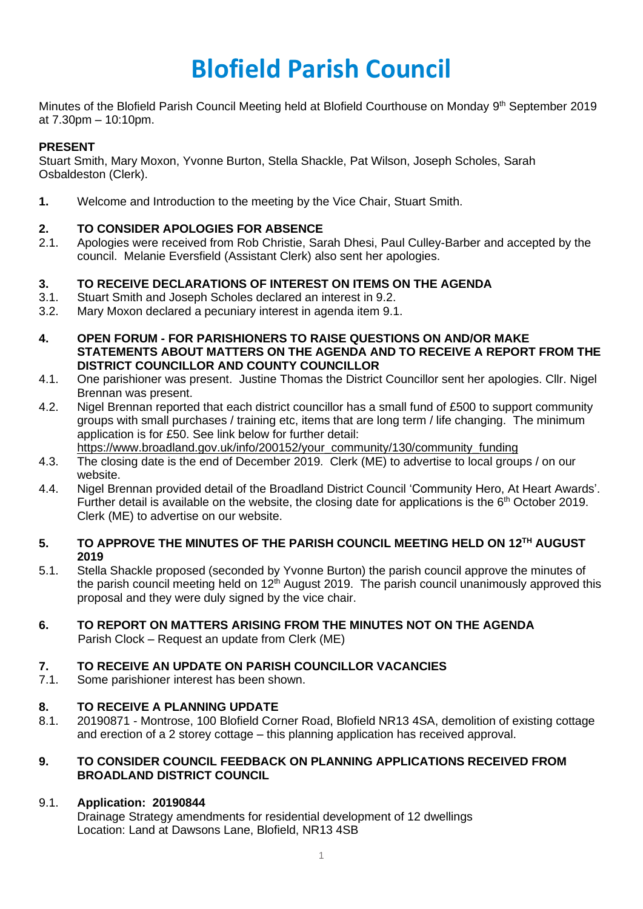# Blofield Parish Council

Minutes of the Blofield Parish Council Meeting held at Blofield Courthouse on Monday 9th September 2019 at 7.30pm – 10:10pm.

**PRESENT**

Stuart Smith, Mary Moxon, Yvonne Burton, Stella Shackle, Pat Wilson, Joseph Scholes, Sarah Osbaldeston (Clerk).

**1.** Welcome and Introduction to the meeting by the Vice Chair, Stuart Smith.

**2. TO CONSIDER APOLOGIES FOR ABSENCE**

2.1. Apologies were received from Rob Christie, Sarah Dhesi, Paul Culley-Barber and accepted by the council. Melanie Eversfield (Assistant Clerk) also sent her apologies.

**3. TO RECEIVE DECLARATIONS OF INTEREST ON ITEMS ON THE AGENDA**

3.1. Stuart Smith and Joseph Scholes declared an interest in 9.2.

3.2. Mary Moxon declared a pecuniary interest in agenda item 9.1.

**4. OPEN FORUM - FOR PARISHIONERS TO RAISE QUESTIONS ON AND/OR MAKE STATEMENTS ABOUT MATTERS ON THE AGENDA AND TO RECEIVE A REPORT FROM THE DISTRICT COUNCILLOR AND COUNTY COUNCILLOR**

4.1. One parishioner was present. Justine Thomas the District Councillor sent her apologies. Cllr. Nigel Brennan was present.

4.2. Nigel Brennan reported that each district councillor has a small fund of £500 to support community groups with small purchases / training etc, items that are long term / life changing. The minimum application is for £50. See link below for further detail:
https://www.broadland.gov.uk/info/200152/your_community/130/community_funding

4.3. The closing date is the end of December 2019. Clerk (ME) to advertise to local groups / on our website.

4.4. Nigel Brennan provided detail of the Broadland District Council 'Community Hero, At Heart Awards'. Further detail is available on the website, the closing date for applications is the 6th October 2019. Clerk (ME) to advertise on our website.

**5. TO APPROVE THE MINUTES OF THE PARISH COUNCIL MEETING HELD ON 12TH AUGUST 2019**

5.1. Stella Shackle proposed (seconded by Yvonne Burton) the parish council approve the minutes of the parish council meeting held on 12th August 2019. The parish council unanimously approved this proposal and they were duly signed by the vice chair.

**6. TO REPORT ON MATTERS ARISING FROM THE MINUTES NOT ON THE AGENDA**

Parish Clock – Request an update from Clerk (ME)

**7. TO RECEIVE AN UPDATE ON PARISH COUNCILLOR VACANCIES**

7.1. Some parishioner interest has been shown.

**8. TO RECEIVE A PLANNING UPDATE**

8.1. 20190871 - Montrose, 100 Blofield Corner Road, Blofield NR13 4SA, demolition of existing cottage and erection of a 2 storey cottage – this planning application has received approval.

**9. TO CONSIDER COUNCIL FEEDBACK ON PLANNING APPLICATIONS RECEIVED FROM BROADLAND DISTRICT COUNCIL**

9.1. **Application: 20190844**

Drainage Strategy amendments for residential development of 12 dwellings
Location: Land at Dawsons Lane, Blofield, NR13 4SB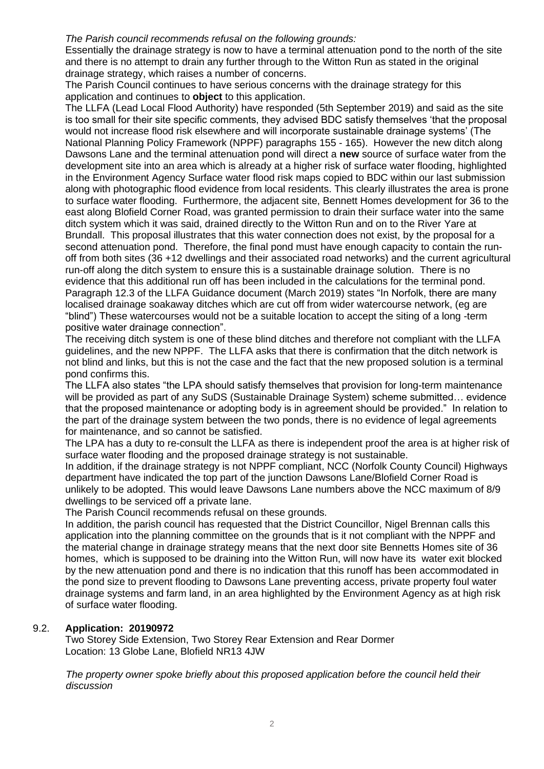*The Parish council recommends refusal on the following grounds:*

Essentially the drainage strategy is now to have a terminal attenuation pond to the north of the site and there is no attempt to drain any further through to the Witton Run as stated in the original drainage strategy, which raises a number of concerns.

The Parish Council continues to have serious concerns with the drainage strategy for this application and continues to **object** to this application.

The LLFA (Lead Local Flood Authority) have responded (5th September 2019) and said as the site is too small for their site specific comments, they advised BDC satisfy themselves 'that the proposal would not increase flood risk elsewhere and will incorporate sustainable drainage systems' (The National Planning Policy Framework (NPPF) paragraphs 155 - 165). However the new ditch along Dawsons Lane and the terminal attenuation pond will direct a **new** source of surface water from the development site into an area which is already at a higher risk of surface water flooding, highlighted in the Environment Agency Surface water flood risk maps copied to BDC within our last submission along with photographic flood evidence from local residents. This clearly illustrates the area is prone to surface water flooding. Furthermore, the adjacent site, Bennett Homes development for 36 to the east along Blofield Corner Road, was granted permission to drain their surface water into the same ditch system which it was said, drained directly to the Witton Run and on to the River Yare at Brundall. This proposal illustrates that this water connection does not exist, by the proposal for a second attenuation pond. Therefore, the final pond must have enough capacity to contain the run-off from both sites (36 +12 dwellings and their associated road networks) and the current agricultural run-off along the ditch system to ensure this is a sustainable drainage solution. There is no evidence that this additional run off has been included in the calculations for the terminal pond. Paragraph 12.3 of the LLFA Guidance document (March 2019) states "In Norfolk, there are many localised drainage soakaway ditches which are cut off from wider watercourse network, (eg are "blind") These watercourses would not be a suitable location to accept the siting of a long -term positive water drainage connection".

The receiving ditch system is one of these blind ditches and therefore not compliant with the LLFA guidelines, and the new NPPF. The LLFA asks that there is confirmation that the ditch network is not blind and links, but this is not the case and the fact that the new proposed solution is a terminal pond confirms this.

The LLFA also states "the LPA should satisfy themselves that provision for long-term maintenance will be provided as part of any SuDS (Sustainable Drainage System) scheme submitted… evidence that the proposed maintenance or adopting body is in agreement should be provided." In relation to the part of the drainage system between the two ponds, there is no evidence of legal agreements for maintenance, and so cannot be satisfied.

The LPA has a duty to re-consult the LLFA as there is independent proof the area is at higher risk of surface water flooding and the proposed drainage strategy is not sustainable.

In addition, if the drainage strategy is not NPPF compliant, NCC (Norfolk County Council) Highways department have indicated the top part of the junction Dawsons Lane/Blofield Corner Road is unlikely to be adopted. This would leave Dawsons Lane numbers above the NCC maximum of 8/9 dwellings to be serviced off a private lane.

The Parish Council recommends refusal on these grounds.

In addition, the parish council has requested that the District Councillor, Nigel Brennan calls this application into the planning committee on the grounds that is it not compliant with the NPPF and the material change in drainage strategy means that the next door site Bennetts Homes site of 36 homes, which is supposed to be draining into the Witton Run, will now have its water exit blocked by the new attenuation pond and there is no indication that this runoff has been accommodated in the pond size to prevent flooding to Dawsons Lane preventing access, private property foul water drainage systems and farm land, in an area highlighted by the Environment Agency as at high risk of surface water flooding.

9.2. **Application: 20190972**

Two Storey Side Extension, Two Storey Rear Extension and Rear Dormer
Location: 13 Globe Lane, Blofield NR13 4JW

*The property owner spoke briefly about this proposed application before the council held their discussion*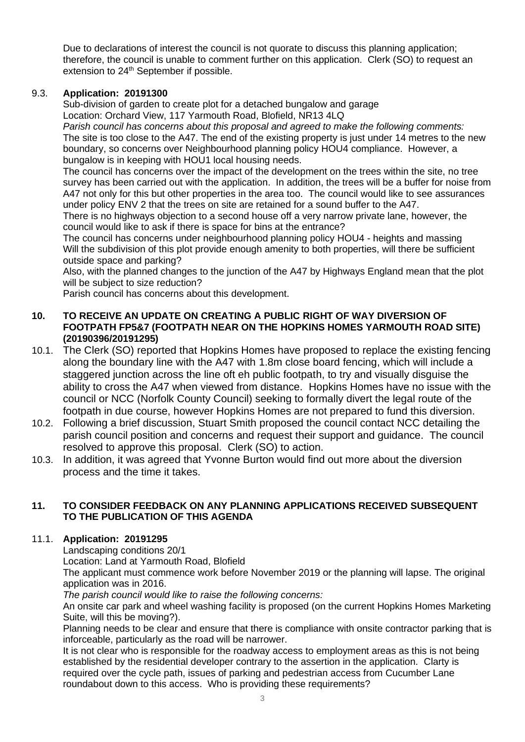Due to declarations of interest the council is not quorate to discuss this planning application; therefore, the council is unable to comment further on this application. Clerk (SO) to request an extension to 24th September if possible.

9.3. **Application: 20191300**

Sub-division of garden to create plot for a detached bungalow and garage

Location: Orchard View, 117 Yarmouth Road, Blofield, NR13 4LQ

*Parish council has concerns about this proposal and agreed to make the following comments:*

The site is too close to the A47. The end of the existing property is just under 14 metres to the new boundary, so concerns over Neighbourhood planning policy HOU4 compliance. However, a bungalow is in keeping with HOU1 local housing needs.

The council has concerns over the impact of the development on the trees within the site, no tree survey has been carried out with the application. In addition, the trees will be a buffer for noise from A47 not only for this but other properties in the area too. The council would like to see assurances under policy ENV 2 that the trees on site are retained for a sound buffer to the A47.

There is no highways objection to a second house off a very narrow private lane, however, the council would like to ask if there is space for bins at the entrance?

The council has concerns under neighbourhood planning policy HOU4 - heights and massing

Will the subdivision of this plot provide enough amenity to both properties, will there be sufficient outside space and parking?

Also, with the planned changes to the junction of the A47 by Highways England mean that the plot will be subject to size reduction?

Parish council has concerns about this development.

## 10. TO RECEIVE AN UPDATE ON CREATING A PUBLIC RIGHT OF WAY DIVERSION OF FOOTPATH FP5&7 (FOOTPATH NEAR ON THE HOPKINS HOMES YARMOUTH ROAD SITE) (20190396/20191295)

10.1. The Clerk (SO) reported that Hopkins Homes have proposed to replace the existing fencing along the boundary line with the A47 with 1.8m close board fencing, which will include a staggered junction across the line oft eh public footpath, to try and visually disguise the ability to cross the A47 when viewed from distance. Hopkins Homes have no issue with the council or NCC (Norfolk County Council) seeking to formally divert the legal route of the footpath in due course, however Hopkins Homes are not prepared to fund this diversion.

10.2. Following a brief discussion, Stuart Smith proposed the council contact NCC detailing the parish council position and concerns and request their support and guidance. The council resolved to approve this proposal. Clerk (SO) to action.

10.3. In addition, it was agreed that Yvonne Burton would find out more about the diversion process and the time it takes.

## 11. TO CONSIDER FEEDBACK ON ANY PLANNING APPLICATIONS RECEIVED SUBSEQUENT TO THE PUBLICATION OF THIS AGENDA

11.1. **Application: 20191295**

Landscaping conditions 20/1

Location: Land at Yarmouth Road, Blofield

The applicant must commence work before November 2019 or the planning will lapse. The original application was in 2016.

*The parish council would like to raise the following concerns:*

An onsite car park and wheel washing facility is proposed (on the current Hopkins Homes Marketing Suite, will this be moving?).

Planning needs to be clear and ensure that there is compliance with onsite contractor parking that is inforceable, particularly as the road will be narrower.

It is not clear who is responsible for the roadway access to employment areas as this is not being established by the residential developer contrary to the assertion in the application. Clarty is required over the cycle path, issues of parking and pedestrian access from Cucumber Lane roundabout down to this access. Who is providing these requirements?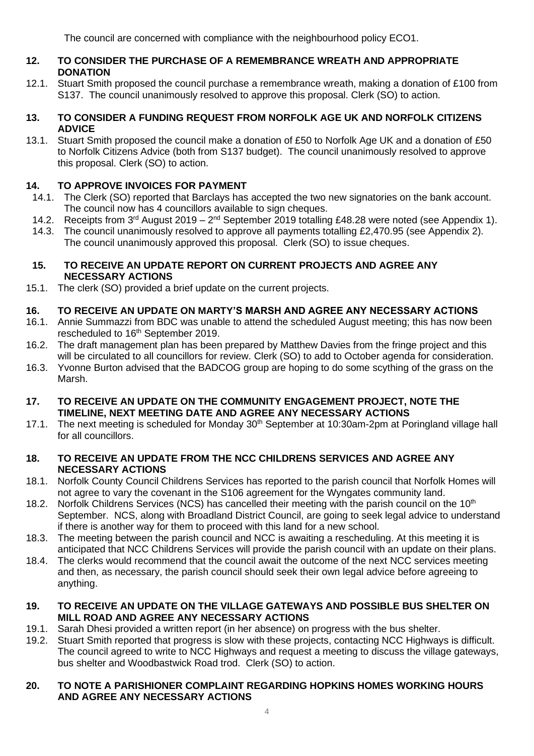The council are concerned with compliance with the neighbourhood policy ECO1.

**12. TO CONSIDER THE PURCHASE OF A REMEMBRANCE WREATH AND APPROPRIATE DONATION**

12.1. Stuart Smith proposed the council purchase a remembrance wreath, making a donation of £100 from S137. The council unanimously resolved to approve this proposal. Clerk (SO) to action.

**13. TO CONSIDER A FUNDING REQUEST FROM NORFOLK AGE UK AND NORFOLK CITIZENS ADVICE**

13.1. Stuart Smith proposed the council make a donation of £50 to Norfolk Age UK and a donation of £50 to Norfolk Citizens Advice (both from S137 budget). The council unanimously resolved to approve this proposal. Clerk (SO) to action.

**14. TO APPROVE INVOICES FOR PAYMENT**

14.1. The Clerk (SO) reported that Barclays has accepted the two new signatories on the bank account. The council now has 4 councillors available to sign cheques.

14.2. Receipts from 3rd August 2019 – 2nd September 2019 totalling £48.28 were noted (see Appendix 1).

14.3. The council unanimously resolved to approve all payments totalling £2,470.95 (see Appendix 2). The council unanimously approved this proposal. Clerk (SO) to issue cheques.

**15. TO RECEIVE AN UPDATE REPORT ON CURRENT PROJECTS AND AGREE ANY NECESSARY ACTIONS**

15.1. The clerk (SO) provided a brief update on the current projects.

**16. TO RECEIVE AN UPDATE ON MARTY'S MARSH AND AGREE ANY NECESSARY ACTIONS**

16.1. Annie Summazzi from BDC was unable to attend the scheduled August meeting; this has now been rescheduled to 16th September 2019.

16.2. The draft management plan has been prepared by Matthew Davies from the fringe project and this will be circulated to all councillors for review. Clerk (SO) to add to October agenda for consideration.

16.3. Yvonne Burton advised that the BADCOG group are hoping to do some scything of the grass on the Marsh.

**17. TO RECEIVE AN UPDATE ON THE COMMUNITY ENGAGEMENT PROJECT, NOTE THE TIMELINE, NEXT MEETING DATE AND AGREE ANY NECESSARY ACTIONS**

17.1. The next meeting is scheduled for Monday 30th September at 10:30am-2pm at Poringland village hall for all councillors.

**18. TO RECEIVE AN UPDATE FROM THE NCC CHILDRENS SERVICES AND AGREE ANY NECESSARY ACTIONS**

18.1. Norfolk County Council Childrens Services has reported to the parish council that Norfolk Homes will not agree to vary the covenant in the S106 agreement for the Wyngates community land.

18.2. Norfolk Childrens Services (NCS) has cancelled their meeting with the parish council on the 10th September. NCS, along with Broadland District Council, are going to seek legal advice to understand if there is another way for them to proceed with this land for a new school.

18.3. The meeting between the parish council and NCC is awaiting a rescheduling. At this meeting it is anticipated that NCC Childrens Services will provide the parish council with an update on their plans.

18.4. The clerks would recommend that the council await the outcome of the next NCC services meeting and then, as necessary, the parish council should seek their own legal advice before agreeing to anything.

**19. TO RECEIVE AN UPDATE ON THE VILLAGE GATEWAYS AND POSSIBLE BUS SHELTER ON MILL ROAD AND AGREE ANY NECESSARY ACTIONS**

19.1. Sarah Dhesi provided a written report (in her absence) on progress with the bus shelter.

19.2. Stuart Smith reported that progress is slow with these projects, contacting NCC Highways is difficult. The council agreed to write to NCC Highways and request a meeting to discuss the village gateways, bus shelter and Woodbastwick Road trod. Clerk (SO) to action.

**20. TO NOTE A PARISHIONER COMPLAINT REGARDING HOPKINS HOMES WORKING HOURS AND AGREE ANY NECESSARY ACTIONS**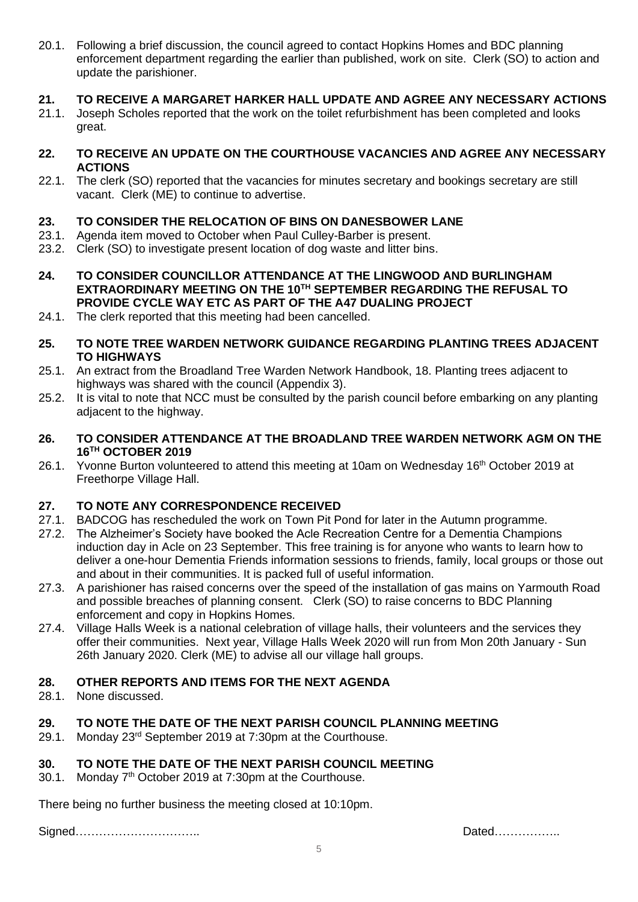20.1. Following a brief discussion, the council agreed to contact Hopkins Homes and BDC planning enforcement department regarding the earlier than published, work on site. Clerk (SO) to action and update the parishioner.

## 21. TO RECEIVE A MARGARET HARKER HALL UPDATE AND AGREE ANY NECESSARY ACTIONS

21.1. Joseph Scholes reported that the work on the toilet refurbishment has been completed and looks great.

## 22. TO RECEIVE AN UPDATE ON THE COURTHOUSE VACANCIES AND AGREE ANY NECESSARY ACTIONS

22.1. The clerk (SO) reported that the vacancies for minutes secretary and bookings secretary are still vacant. Clerk (ME) to continue to advertise.

## 23. TO CONSIDER THE RELOCATION OF BINS ON DANESBOWER LANE

23.1. Agenda item moved to October when Paul Culley-Barber is present.

23.2. Clerk (SO) to investigate present location of dog waste and litter bins.

## 24. TO CONSIDER COUNCILLOR ATTENDANCE AT THE LINGWOOD AND BURLINGHAM EXTRAORDINARY MEETING ON THE 10TH SEPTEMBER REGARDING THE REFUSAL TO PROVIDE CYCLE WAY ETC AS PART OF THE A47 DUALING PROJECT

24.1. The clerk reported that this meeting had been cancelled.

## 25. TO NOTE TREE WARDEN NETWORK GUIDANCE REGARDING PLANTING TREES ADJACENT TO HIGHWAYS

25.1. An extract from the Broadland Tree Warden Network Handbook, 18. Planting trees adjacent to highways was shared with the council (Appendix 3).

25.2. It is vital to note that NCC must be consulted by the parish council before embarking on any planting adjacent to the highway.

## 26. TO CONSIDER ATTENDANCE AT THE BROADLAND TREE WARDEN NETWORK AGM ON THE 16TH OCTOBER 2019

26.1. Yvonne Burton volunteered to attend this meeting at 10am on Wednesday 16th October 2019 at Freethorpe Village Hall.

## 27. TO NOTE ANY CORRESPONDENCE RECEIVED

27.1. BADCOG has rescheduled the work on Town Pit Pond for later in the Autumn programme.

27.2. The Alzheimer's Society have booked the Acle Recreation Centre for a Dementia Champions induction day in Acle on 23 September. This free training is for anyone who wants to learn how to deliver a one-hour Dementia Friends information sessions to friends, family, local groups or those out and about in their communities. It is packed full of useful information.

27.3. A parishioner has raised concerns over the speed of the installation of gas mains on Yarmouth Road and possible breaches of planning consent. Clerk (SO) to raise concerns to BDC Planning enforcement and copy in Hopkins Homes.

27.4. Village Halls Week is a national celebration of village halls, their volunteers and the services they offer their communities. Next year, Village Halls Week 2020 will run from Mon 20th January - Sun 26th January 2020. Clerk (ME) to advise all our village hall groups.

## 28. OTHER REPORTS AND ITEMS FOR THE NEXT AGENDA

28.1. None discussed.

## 29. TO NOTE THE DATE OF THE NEXT PARISH COUNCIL PLANNING MEETING

29.1. Monday 23rd September 2019 at 7:30pm at the Courthouse.

## 30. TO NOTE THE DATE OF THE NEXT PARISH COUNCIL MEETING

30.1. Monday 7th October 2019 at 7:30pm at the Courthouse.

There being no further business the meeting closed at 10:10pm.

Signed………………………….. Dated……………..